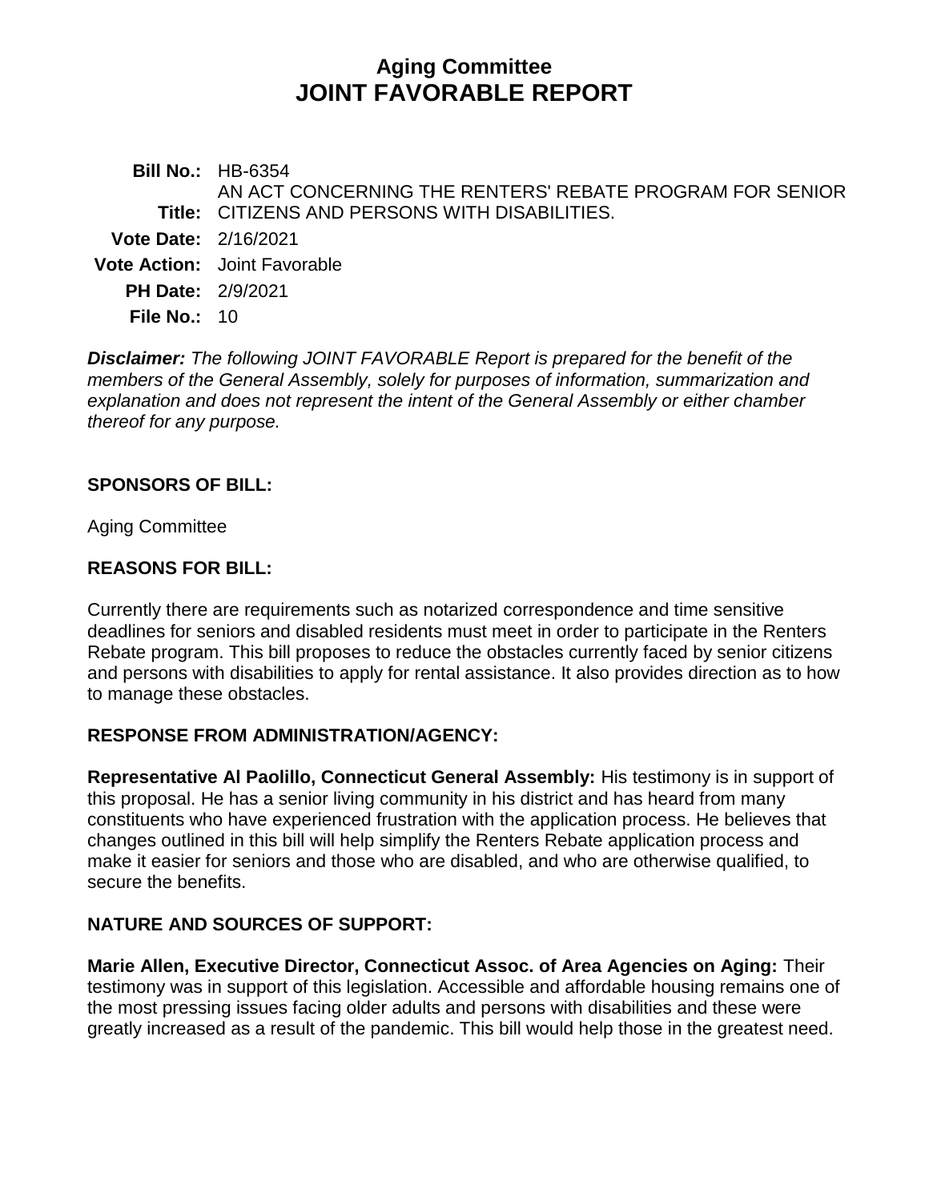# Aging Committee
# JOINT FAVORABLE REPORT

**Bill No.:** HB-6354

**Title:** AN ACT CONCERNING THE RENTERS' REBATE PROGRAM FOR SENIOR CITIZENS AND PERSONS WITH DISABILITIES.

**Vote Date:** 2/16/2021

**Vote Action:** Joint Favorable

**PH Date:** 2/9/2021

**File No.:** 10

***Disclaimer:*** *The following JOINT FAVORABLE Report is prepared for the benefit of the members of the General Assembly, solely for purposes of information, summarization and explanation and does not represent the intent of the General Assembly or either chamber thereof for any purpose.*

## SPONSORS OF BILL:

Aging Committee

## REASONS FOR BILL:

Currently there are requirements such as notarized correspondence and time sensitive deadlines for seniors and disabled residents must meet in order to participate in the Renters Rebate program. This bill proposes to reduce the obstacles currently faced by senior citizens and persons with disabilities to apply for rental assistance. It also provides direction as to how to manage these obstacles.

## RESPONSE FROM ADMINISTRATION/AGENCY:

**Representative Al Paolillo, Connecticut General Assembly:** His testimony is in support of this proposal. He has a senior living community in his district and has heard from many constituents who have experienced frustration with the application process. He believes that changes outlined in this bill will help simplify the Renters Rebate application process and make it easier for seniors and those who are disabled, and who are otherwise qualified, to secure the benefits.

## NATURE AND SOURCES OF SUPPORT:

**Marie Allen, Executive Director, Connecticut Assoc. of Area Agencies on Aging:** Their testimony was in support of this legislation. Accessible and affordable housing remains one of the most pressing issues facing older adults and persons with disabilities and these were greatly increased as a result of the pandemic. This bill would help those in the greatest need.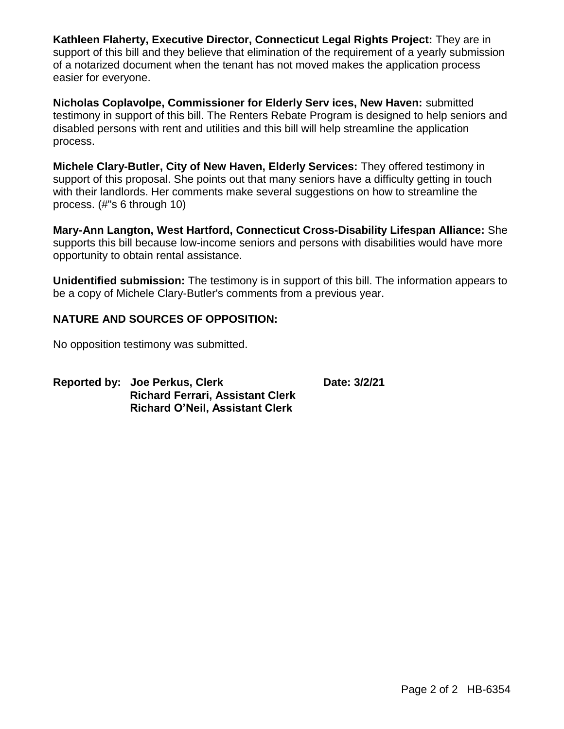**Kathleen Flaherty, Executive Director, Connecticut Legal Rights Project:** They are in support of this bill and they believe that elimination of the requirement of a yearly submission of a notarized document when the tenant has not moved makes the application process easier for everyone.

**Nicholas Coplavolpe, Commissioner for Elderly Serv ices, New Haven:** submitted testimony in support of this bill. The Renters Rebate Program is designed to help seniors and disabled persons with rent and utilities and this bill will help streamline the application process.

**Michele Clary-Butler, City of New Haven, Elderly Services:** They offered testimony in support of this proposal. She points out that many seniors have a difficulty getting in touch with their landlords. Her comments make several suggestions on how to streamline the process. (#"s 6 through 10)

**Mary-Ann Langton, West Hartford, Connecticut Cross-Disability Lifespan Alliance:** She supports this bill because low-income seniors and persons with disabilities would have more opportunity to obtain rental assistance.

**Unidentified submission:** The testimony is in support of this bill. The information appears to be a copy of Michele Clary-Butler's comments from a previous year.

**NATURE AND SOURCES OF OPPOSITION:**

No opposition testimony was submitted.

**Reported by: Joe Perkus, Clerk** **Date: 3/2/21**
**Richard Ferrari, Assistant Clerk**
**Richard O'Neil, Assistant Clerk**